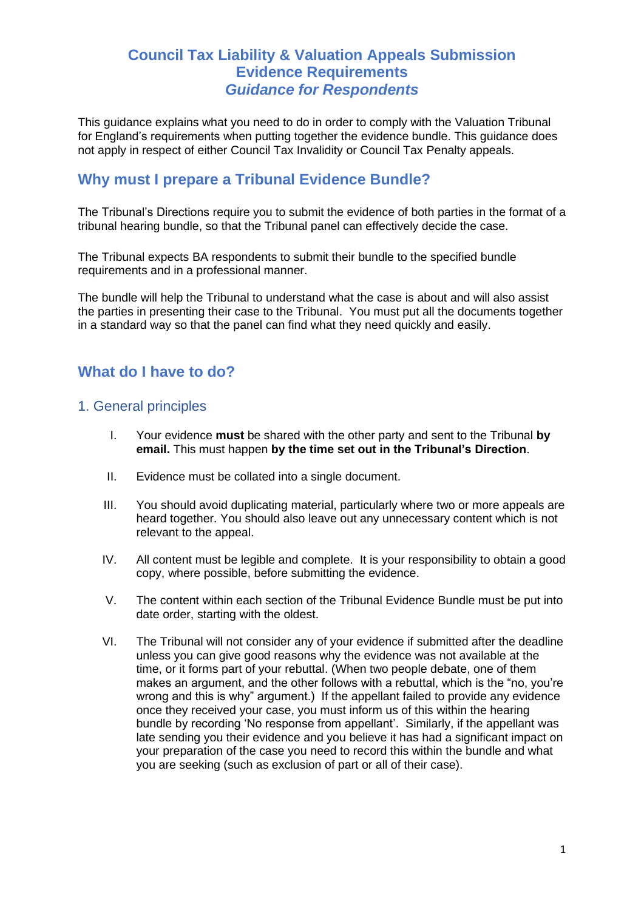# Council Tax Liability & Valuation Appeals Submission Evidence Requirements
## *Guidance for Respondents*

This guidance explains what you need to do in order to comply with the Valuation Tribunal for England's requirements when putting together the evidence bundle. This guidance does not apply in respect of either Council Tax Invalidity or Council Tax Penalty appeals.

## Why must I prepare a Tribunal Evidence Bundle?

The Tribunal's Directions require you to submit the evidence of both parties in the format of a tribunal hearing bundle, so that the Tribunal panel can effectively decide the case.

The Tribunal expects BA respondents to submit their bundle to the specified bundle requirements and in a professional manner.

The bundle will help the Tribunal to understand what the case is about and will also assist the parties in presenting their case to the Tribunal. You must put all the documents together in a standard way so that the panel can find what they need quickly and easily.

## What do I have to do?

### 1. General principles

I. Your evidence **must** be shared with the other party and sent to the Tribunal **by email.** This must happen **by the time set out in the Tribunal's Direction**.

II. Evidence must be collated into a single document.

III. You should avoid duplicating material, particularly where two or more appeals are heard together. You should also leave out any unnecessary content which is not relevant to the appeal.

IV. All content must be legible and complete. It is your responsibility to obtain a good copy, where possible, before submitting the evidence.

V. The content within each section of the Tribunal Evidence Bundle must be put into date order, starting with the oldest.

VI. The Tribunal will not consider any of your evidence if submitted after the deadline unless you can give good reasons why the evidence was not available at the time, or it forms part of your rebuttal. (When two people debate, one of them makes an argument, and the other follows with a rebuttal, which is the "no, you're wrong and this is why" argument.) If the appellant failed to provide any evidence once they received your case, you must inform us of this within the hearing bundle by recording 'No response from appellant'. Similarly, if the appellant was late sending you their evidence and you believe it has had a significant impact on your preparation of the case you need to record this within the bundle and what you are seeking (such as exclusion of part or all of their case).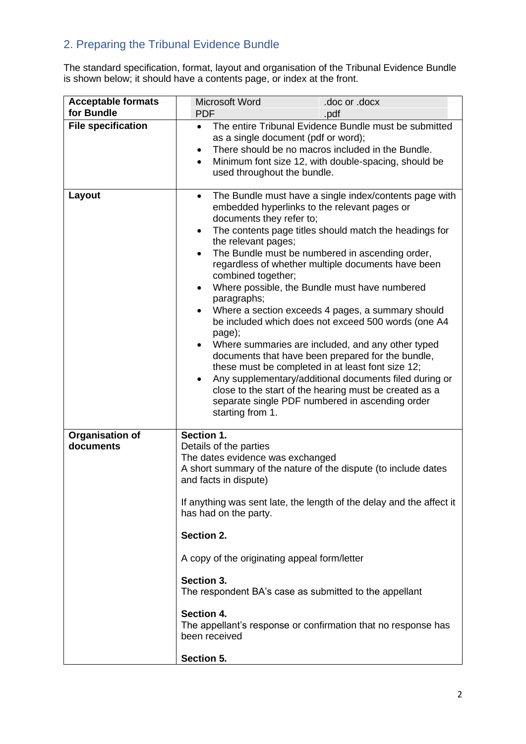## 2. Preparing the Tribunal Evidence Bundle

The standard specification, format, layout and organisation of the Tribunal Evidence Bundle is shown below; it should have a contents page, or index at the front.

| | |
|---|---|
| **Acceptable formats for Bundle** | Microsoft Word .doc or .docx<br>PDF .pdf |
| **File specification** | • The entire Tribunal Evidence Bundle must be submitted as a single document (pdf or word);<br>• There should be no macros included in the Bundle.<br>• Minimum font size 12, with double-spacing, should be used throughout the bundle. |
| **Layout** | • The Bundle must have a single index/contents page with embedded hyperlinks to the relevant pages or documents they refer to;<br>• The contents page titles should match the headings for the relevant pages;<br>• The Bundle must be numbered in ascending order, regardless of whether multiple documents have been combined together;<br>• Where possible, the Bundle must have numbered paragraphs;<br>• Where a section exceeds 4 pages, a summary should be included which does not exceed 500 words (one A4 page);<br>• Where summaries are included, and any other typed documents that have been prepared for the bundle, these must be completed in at least font size 12;<br>• Any supplementary/additional documents filed during or close to the start of the hearing must be created as a separate single PDF numbered in ascending order starting from 1. |
| **Organisation of documents** | **Section 1.**<br>Details of the parties<br>The dates evidence was exchanged<br>A short summary of the nature of the dispute (to include dates and facts in dispute)<br><br>If anything was sent late, the length of the delay and the affect it has had on the party.<br><br>**Section 2.**<br><br>A copy of the originating appeal form/letter<br><br>**Section 3.**<br>The respondent BA's case as submitted to the appellant<br><br>**Section 4.**<br>The appellant's response or confirmation that no response has been received<br><br>**Section 5.** |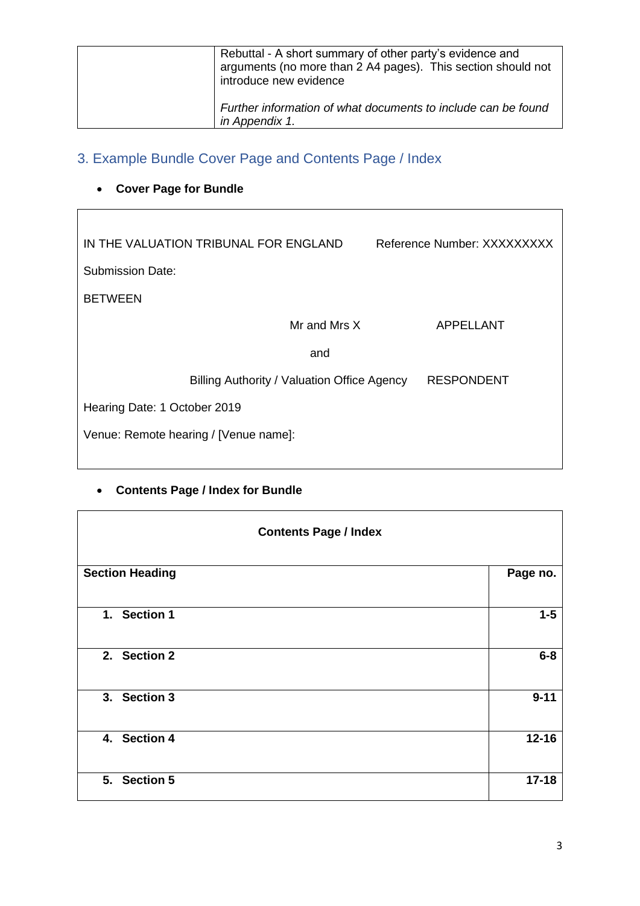| | Rebuttal - A short summary of other party's evidence and arguments (no more than 2 A4 pages). This section should not introduce new evidence<br><br>*Further information of what documents to include can be found in Appendix 1.* |
|---|---|

## 3. Example Bundle Cover Page and Contents Page / Index

- **Cover Page for Bundle**

| | |
|---|---|
| IN THE VALUATION TRIBUNAL FOR ENGLAND | Reference Number: XXXXXXXXX |
| Submission Date: | |
| BETWEEN | |
| Mr and Mrs X | APPELLANT |
| and | |
| Billing Authority / Valuation Office Agency | RESPONDENT |
| Hearing Date: 1 October 2019 | |
| Venue: Remote hearing / [Venue name]: | |

- **Contents Page / Index for Bundle**

**Contents Page / Index**

| **Section Heading** | **Page no.** |
|---|---|
| **1. Section 1** | **1-5** |
| **2. Section 2** | **6-8** |
| **3. Section 3** | **9-11** |
| **4. Section 4** | **12-16** |
| **5. Section 5** | **17-18** |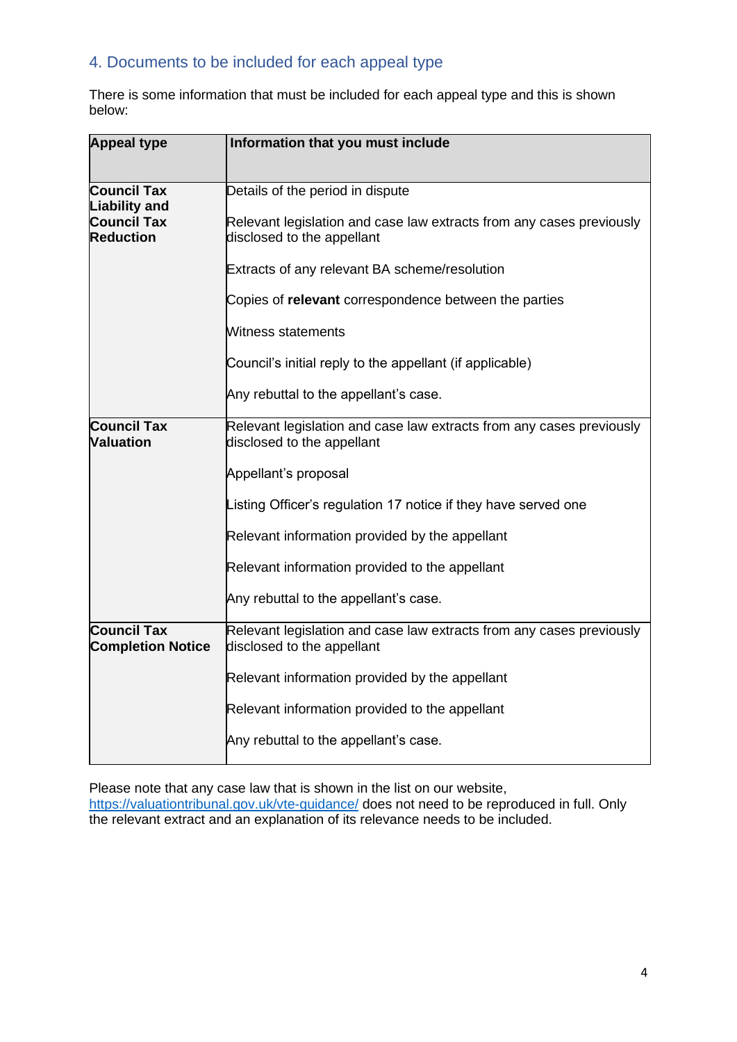## 4. Documents to be included for each appeal type

There is some information that must be included for each appeal type and this is shown below:

| Appeal type | Information that you must include |
|---|---|
| **Council Tax Liability and Council Tax Reduction** | Details of the period in dispute<br><br>Relevant legislation and case law extracts from any cases previously disclosed to the appellant<br><br>Extracts of any relevant BA scheme/resolution<br><br>Copies of **relevant** correspondence between the parties<br><br>Witness statements<br><br>Council's initial reply to the appellant (if applicable)<br><br>Any rebuttal to the appellant's case. |
| **Council Tax Valuation** | Relevant legislation and case law extracts from any cases previously disclosed to the appellant<br><br>Appellant's proposal<br><br>Listing Officer's regulation 17 notice if they have served one<br><br>Relevant information provided by the appellant<br><br>Relevant information provided to the appellant<br><br>Any rebuttal to the appellant's case. |
| **Council Tax Completion Notice** | Relevant legislation and case law extracts from any cases previously disclosed to the appellant<br><br>Relevant information provided by the appellant<br><br>Relevant information provided to the appellant<br><br>Any rebuttal to the appellant's case. |

Please note that any case law that is shown in the list on our website, https://valuationtribunal.gov.uk/vte-guidance/ does not need to be reproduced in full. Only the relevant extract and an explanation of its relevance needs to be included.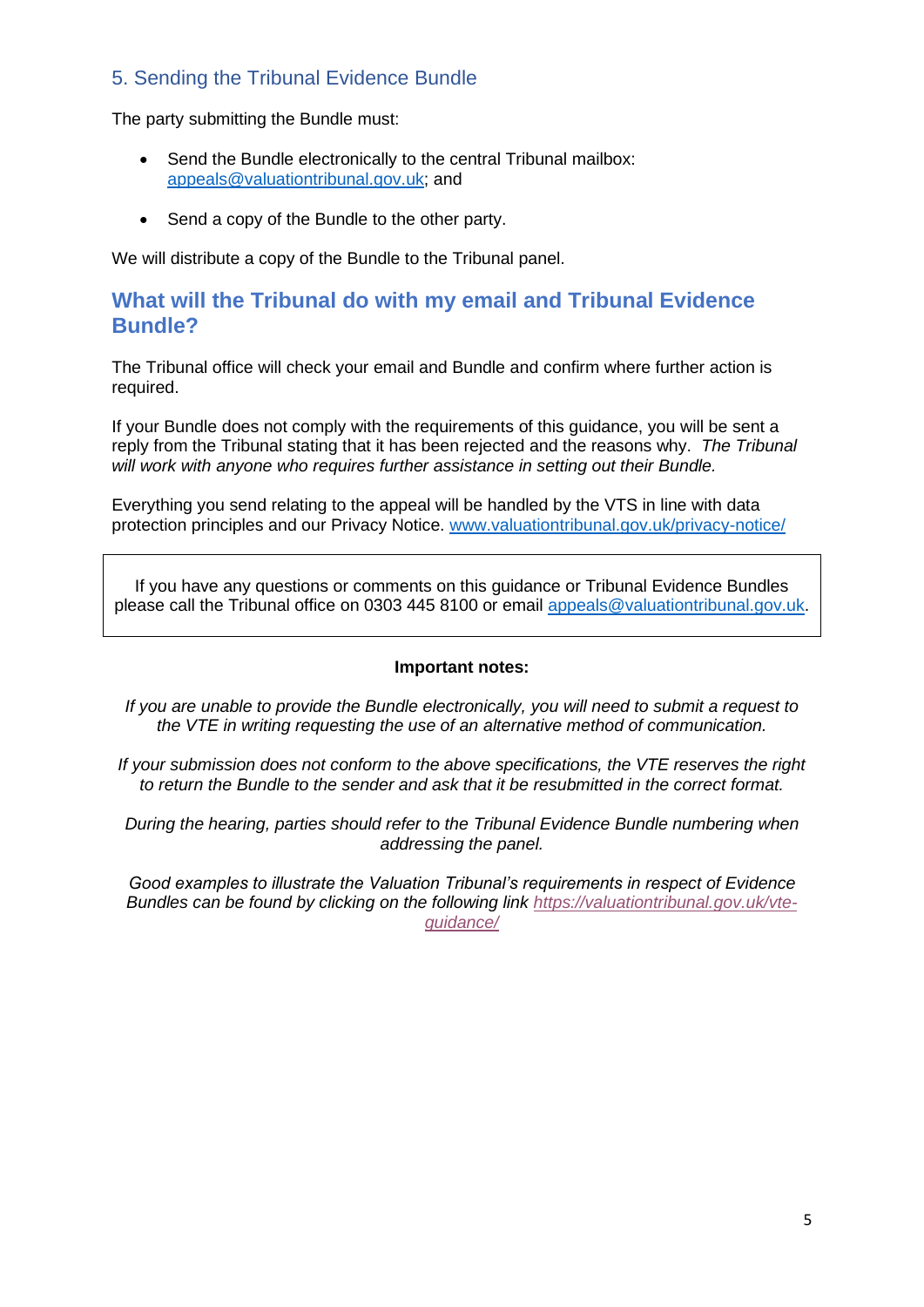## 5. Sending the Tribunal Evidence Bundle

The party submitting the Bundle must:

- Send the Bundle electronically to the central Tribunal mailbox: appeals@valuationtribunal.gov.uk; and
- Send a copy of the Bundle to the other party.

We will distribute a copy of the Bundle to the Tribunal panel.

## What will the Tribunal do with my email and Tribunal Evidence Bundle?

The Tribunal office will check your email and Bundle and confirm where further action is required.

If your Bundle does not comply with the requirements of this guidance, you will be sent a reply from the Tribunal stating that it has been rejected and the reasons why. *The Tribunal will work with anyone who requires further assistance in setting out their Bundle.*

Everything you send relating to the appeal will be handled by the VTS in line with data protection principles and our Privacy Notice. www.valuationtribunal.gov.uk/privacy-notice/

> If you have any questions or comments on this guidance or Tribunal Evidence Bundles please call the Tribunal office on 0303 445 8100 or email appeals@valuationtribunal.gov.uk.

**Important notes:**

*If you are unable to provide the Bundle electronically, you will need to submit a request to the VTE in writing requesting the use of an alternative method of communication.*

*If your submission does not conform to the above specifications, the VTE reserves the right to return the Bundle to the sender and ask that it be resubmitted in the correct format.*

*During the hearing, parties should refer to the Tribunal Evidence Bundle numbering when addressing the panel.*

*Good examples to illustrate the Valuation Tribunal's requirements in respect of Evidence Bundles can be found by clicking on the following link https://valuationtribunal.gov.uk/vte-guidance/*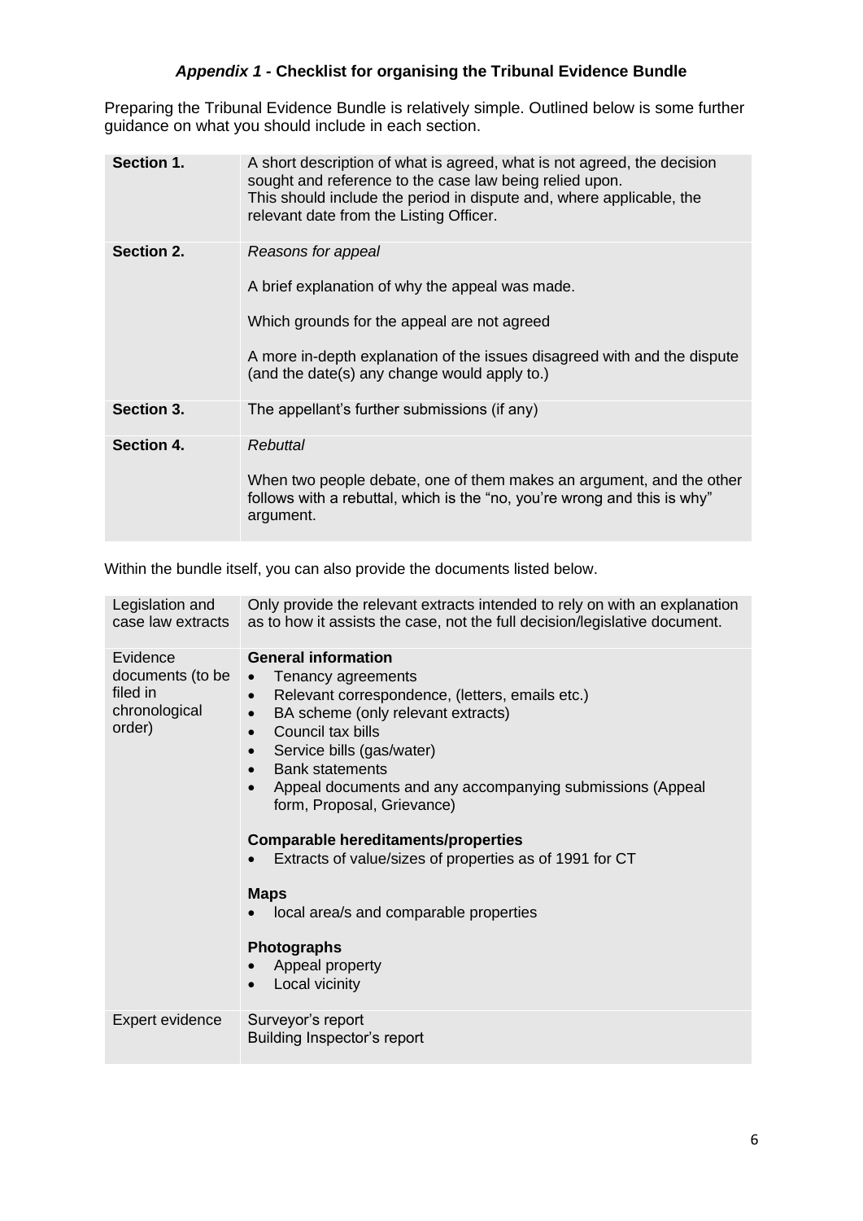### *Appendix 1* - Checklist for organising the Tribunal Evidence Bundle

Preparing the Tribunal Evidence Bundle is relatively simple. Outlined below is some further guidance on what you should include in each section.

| | |
|---|---|
| **Section 1.** | A short description of what is agreed, what is not agreed, the decision sought and reference to the case law being relied upon.<br>This should include the period in dispute and, where applicable, the relevant date from the Listing Officer. |
| **Section 2.** | *Reasons for appeal*<br><br>A brief explanation of why the appeal was made.<br><br>Which grounds for the appeal are not agreed<br><br>A more in-depth explanation of the issues disagreed with and the dispute (and the date(s) any change would apply to.) |
| **Section 3.** | The appellant's further submissions (if any) |
| **Section 4.** | *Rebuttal*<br><br>When two people debate, one of them makes an argument, and the other follows with a rebuttal, which is the "no, you're wrong and this is why" argument. |

Within the bundle itself, you can also provide the documents listed below.

| | |
|---|---|
| Legislation and case law extracts | Only provide the relevant extracts intended to rely on with an explanation as to how it assists the case, not the full decision/legislative document. |
| Evidence documents (to be filed in chronological order) | **General information**<br>• Tenancy agreements<br>• Relevant correspondence, (letters, emails etc.)<br>• BA scheme (only relevant extracts)<br>• Council tax bills<br>• Service bills (gas/water)<br>• Bank statements<br>• Appeal documents and any accompanying submissions (Appeal form, Proposal, Grievance)<br><br>**Comparable hereditaments/properties**<br>• Extracts of value/sizes of properties as of 1991 for CT<br><br>**Maps**<br>• local area/s and comparable properties<br><br>**Photographs**<br>• Appeal property<br>• Local vicinity |
| Expert evidence | Surveyor's report<br>Building Inspector's report |